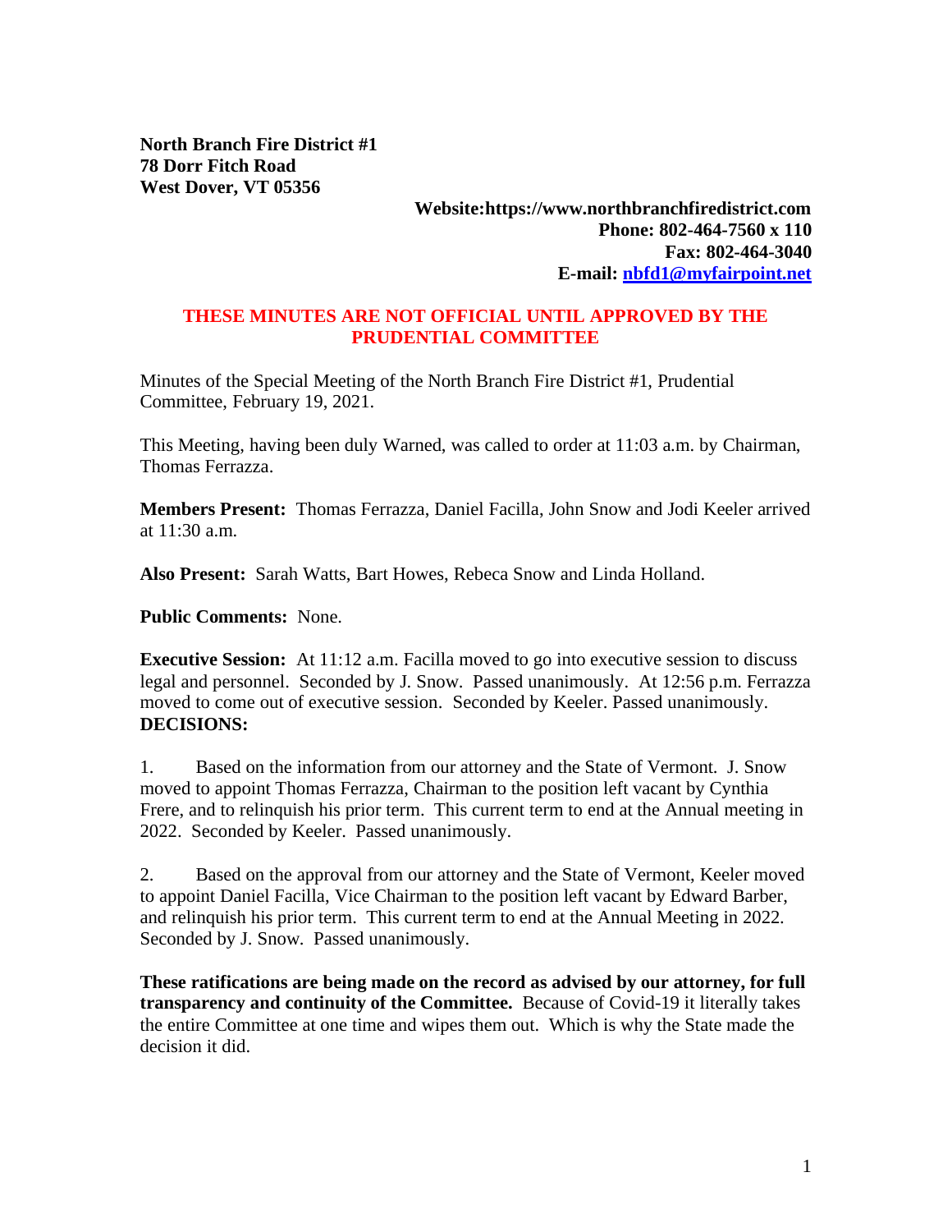**North Branch Fire District #1**
**78 Dorr Fitch Road**
**West Dover, VT 05356**

**Website:https://www.northbranchfiredistrict.com**
**Phone: 802-464-7560 x 110**
**Fax: 802-464-3040**
**E-mail: [nbfd1@myfairpoint.net](mailto:nbfd1@myfairpoint.net)**

**THESE MINUTES ARE NOT OFFICIAL UNTIL APPROVED BY THE PRUDENTIAL COMMITTEE**

Minutes of the Special Meeting of the North Branch Fire District #1, Prudential Committee, February 19, 2021.

This Meeting, having been duly Warned, was called to order at 11:03 a.m. by Chairman, Thomas Ferrazza.

**Members Present:** Thomas Ferrazza, Daniel Facilla, John Snow and Jodi Keeler arrived at 11:30 a.m.

**Also Present:** Sarah Watts, Bart Howes, Rebeca Snow and Linda Holland.

**Public Comments:** None.

**Executive Session:** At 11:12 a.m. Facilla moved to go into executive session to discuss legal and personnel. Seconded by J. Snow. Passed unanimously. At 12:56 p.m. Ferrazza moved to come out of executive session. Seconded by Keeler. Passed unanimously.
**DECISIONS:**

1. Based on the information from our attorney and the State of Vermont. J. Snow moved to appoint Thomas Ferrazza, Chairman to the position left vacant by Cynthia Frere, and to relinquish his prior term. This current term to end at the Annual meeting in 2022. Seconded by Keeler. Passed unanimously.

2. Based on the approval from our attorney and the State of Vermont, Keeler moved to appoint Daniel Facilla, Vice Chairman to the position left vacant by Edward Barber, and relinquish his prior term. This current term to end at the Annual Meeting in 2022. Seconded by J. Snow. Passed unanimously.

**These ratifications are being made on the record as advised by our attorney, for full transparency and continuity of the Committee.** Because of Covid-19 it literally takes the entire Committee at one time and wipes them out. Which is why the State made the decision it did.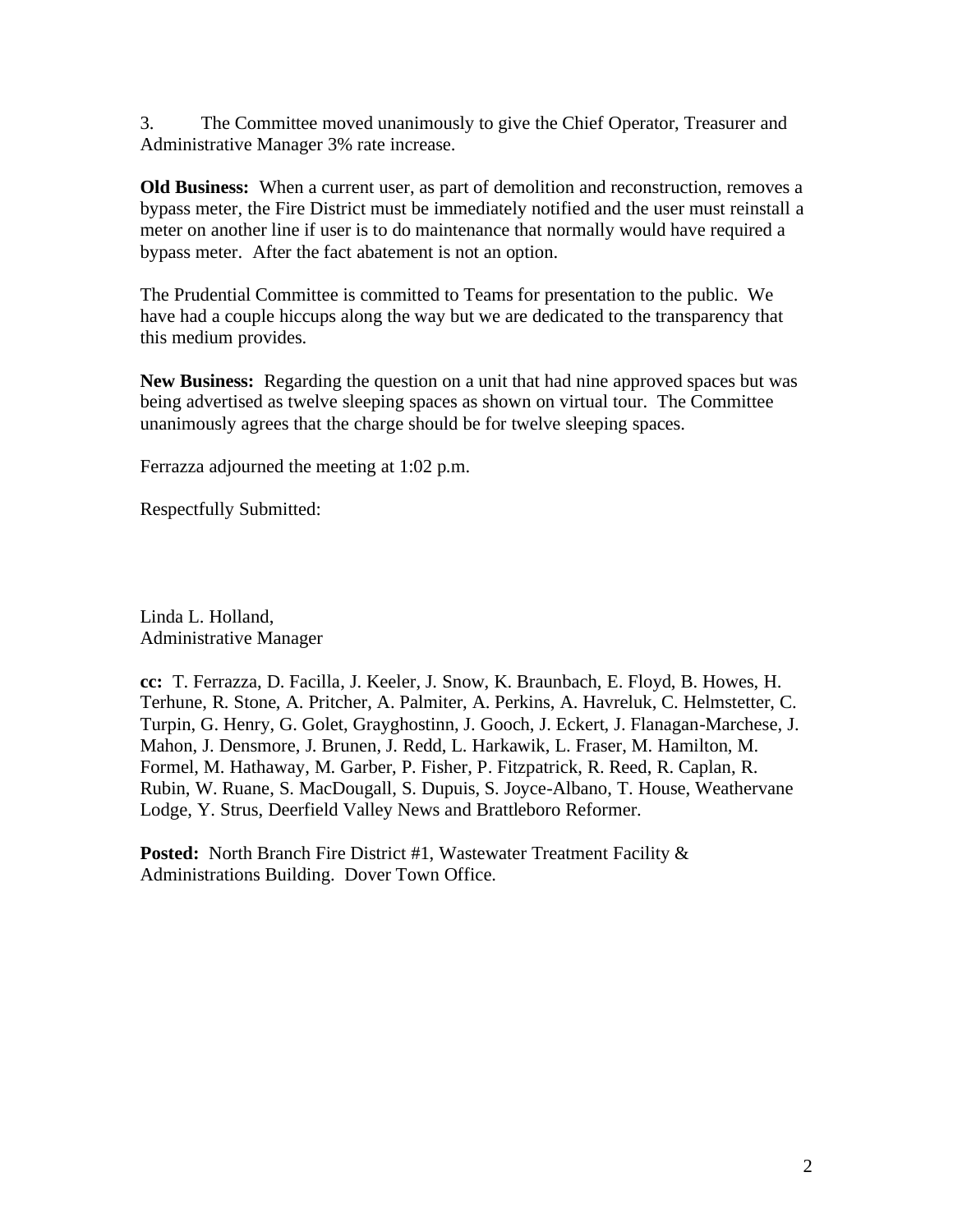3. The Committee moved unanimously to give the Chief Operator, Treasurer and Administrative Manager 3% rate increase.

**Old Business:** When a current user, as part of demolition and reconstruction, removes a bypass meter, the Fire District must be immediately notified and the user must reinstall a meter on another line if user is to do maintenance that normally would have required a bypass meter. After the fact abatement is not an option.

The Prudential Committee is committed to Teams for presentation to the public. We have had a couple hiccups along the way but we are dedicated to the transparency that this medium provides.

**New Business:** Regarding the question on a unit that had nine approved spaces but was being advertised as twelve sleeping spaces as shown on virtual tour. The Committee unanimously agrees that the charge should be for twelve sleeping spaces.

Ferrazza adjourned the meeting at 1:02 p.m.

Respectfully Submitted:

Linda L. Holland,
Administrative Manager

**cc:** T. Ferrazza, D. Facilla, J. Keeler, J. Snow, K. Braunbach, E. Floyd, B. Howes, H. Terhune, R. Stone, A. Pritcher, A. Palmiter, A. Perkins, A. Havreluk, C. Helmstetter, C. Turpin, G. Henry, G. Golet, Grayghostinn, J. Gooch, J. Eckert, J. Flanagan-Marchese, J. Mahon, J. Densmore, J. Brunen, J. Redd, L. Harkawik, L. Fraser, M. Hamilton, M. Formel, M. Hathaway, M. Garber, P. Fisher, P. Fitzpatrick, R. Reed, R. Caplan, R. Rubin, W. Ruane, S. MacDougall, S. Dupuis, S. Joyce-Albano, T. House, Weathervane Lodge, Y. Strus, Deerfield Valley News and Brattleboro Reformer.

**Posted:** North Branch Fire District #1, Wastewater Treatment Facility & Administrations Building. Dover Town Office.